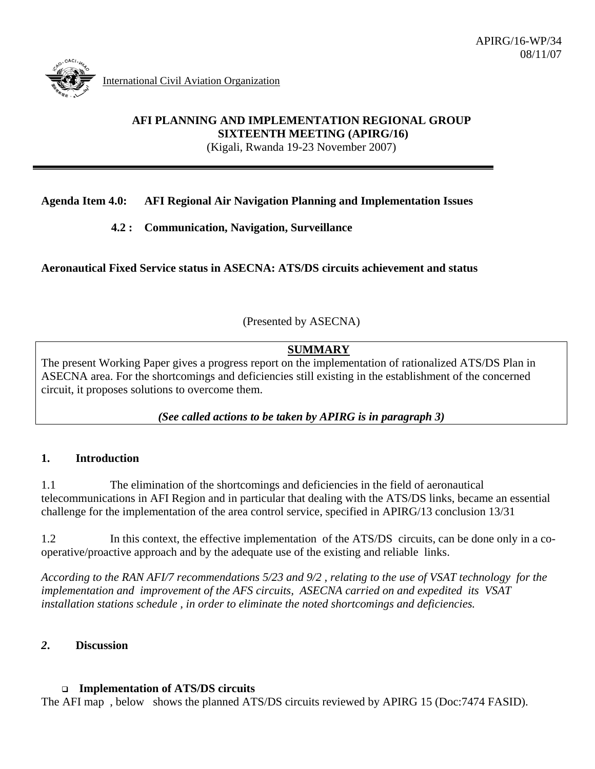APIRG/16-WP/34
08/11/07

International Civil Aviation Organization

**AFI PLANNING AND IMPLEMENTATION REGIONAL GROUP SIXTEENTH MEETING (APIRG/16)**
(Kigali, Rwanda 19-23 November 2007)

**Agenda Item 4.0: AFI Regional Air Navigation Planning and Implementation Issues**

**4.2 : Communication, Navigation, Surveillance**

**Aeronautical Fixed Service status in ASECNA: ATS/DS circuits achievement and status**

(Presented by ASECNA)

**SUMMARY**

The present Working Paper gives a progress report on the implementation of rationalized ATS/DS Plan in ASECNA area. For the shortcomings and deficiencies still existing in the establishment of the concerned circuit, it proposes solutions to overcome them.

***(See called actions to be taken by APIRG is in paragraph 3)***

## 1. Introduction

1.1 The elimination of the shortcomings and deficiencies in the field of aeronautical telecommunications in AFI Region and in particular that dealing with the ATS/DS links, became an essential challenge for the implementation of the area control service, specified in APIRG/13 conclusion 13/31

1.2 In this context, the effective implementation of the ATS/DS circuits, can be done only in a co-operative/proactive approach and by the adequate use of the existing and reliable links.

*According to the RAN AFI/7 recommendations 5/23 and 9/2 , relating to the use of VSAT technology for the implementation and improvement of the AFS circuits, ASECNA carried on and expedited its VSAT installation stations schedule , in order to eliminate the noted shortcomings and deficiencies.*

## *2.* Discussion

- **Implementation of ATS/DS circuits**

The AFI map , below shows the planned ATS/DS circuits reviewed by APIRG 15 (Doc:7474 FASID).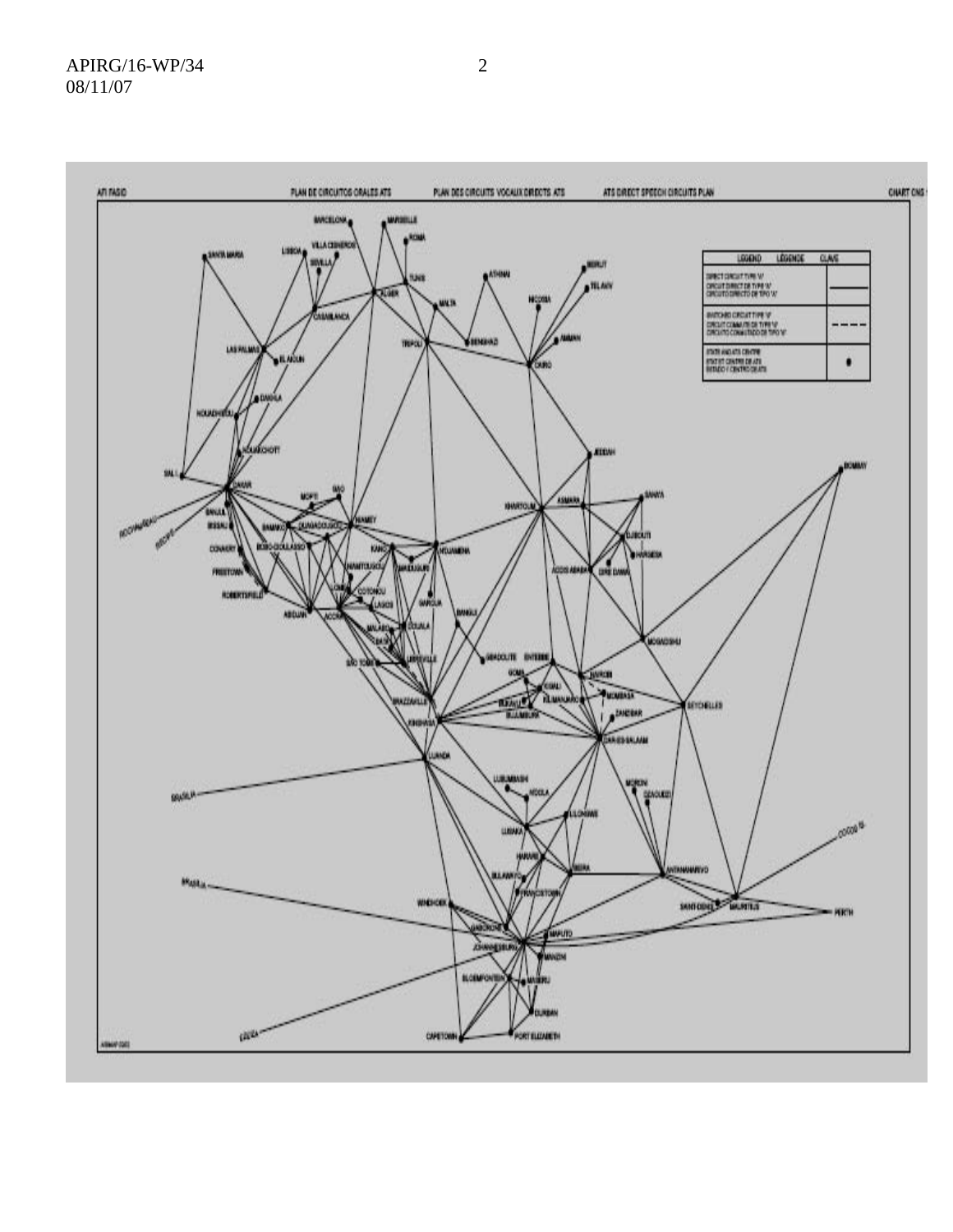AFI FASID

PLAN DE CIRCUITOS ORALES ATS    PLAN DES CIRCUITS VOCAUX DIRECTS ATS    ATS DIRECT SPEECH CIRCUITS PLAN

CHART CNS

LEGEND    LÉGENDE    CLAVE

DIRECT CIRCUIT TYPE 'A'
CIRCUIT DIRECT DE TYPE 'A'
CIRCUITO DIRECTO DE TIPO 'A'

SWITCHED CIRCUIT TYPE 'B'
CIRCUIT COMMUTÉ DE TYPE 'B'
CIRCUITO CONMUTADO DE TIPO 'B'

STATE AND ATS CENTRE
ÉTAT ET CENTRE DE ATS
ESTADO Y CENTRO DE ATS

BARCELONA, MARSEILLE, ROMA, LISBOA, VILLA CISNEROS, SANTA MARIA, SEVILLA, TUNIS, ATHINAI, BEIRUT, TEL AVIV, ALGER, MALTA, NICOSIA, CASABLANCA, AMMAN, BENGHAZI, TRIPOLI, CAIRO, LAS PALMAS, EL AAIUN, DAKHLA, NOUADHIBOU, JEDDAH, NOUAKCHOTT, SAL, DAKAR, BOMBAY, MOPTI, GAO, SANAA, ASMARA, KHARTOUM, BANJUL, BISSAU, BAMAKO, OUAGADOUGOU, NIAMEY, DJIBOUTI, CONAKRY, BOBO-DIOULASSO, KANO, NDJAMENA, HARGEISA, FREETOWN, NAMTOUGOU, MAIDUGURI, ADDIS ABABA, DIRE DAWA, ROBERTSFIELD, LOME, COTONOU, LAGOS, GAROUA, ABIDJAN, ACCRA, BANGUI, MALABO, DOUALA, MOGADISHU, BATA, SÃO TOME, LIBREVILLE, GBADOLITE, ENTEBBE, NAIROBI, GOMA, KIGALI, BUKAVU, KILIMANJARO, MOMBASA, BRAZZAVILLE, BUJUMBURA, ZANZIBAR, SEYCHELLES, KINSHASA, DAR-ES-SALAAM, LUANDA, BRASILIA, LUBUMBASHI, NDOLA, MORONI, DZAOUDZI, LILONGWE, LUSAKA, COCOS IS., HARARE, BEIRA, ANTANANARIVO, BULAWAYO, FRANCISTOWN, SAINT-DENIS, MAURITIUS, PERTH, WINDHOEK, GABORONE, MAPUTO, JOHANNESBURG, MANZINI, BLOEMFONTEIN, MASERU, DURBAN, EZEIZA, CAPETOWN, PORT ELIZABETH, ROCIO/NEAU, RECIFE

AFI/MAP CNS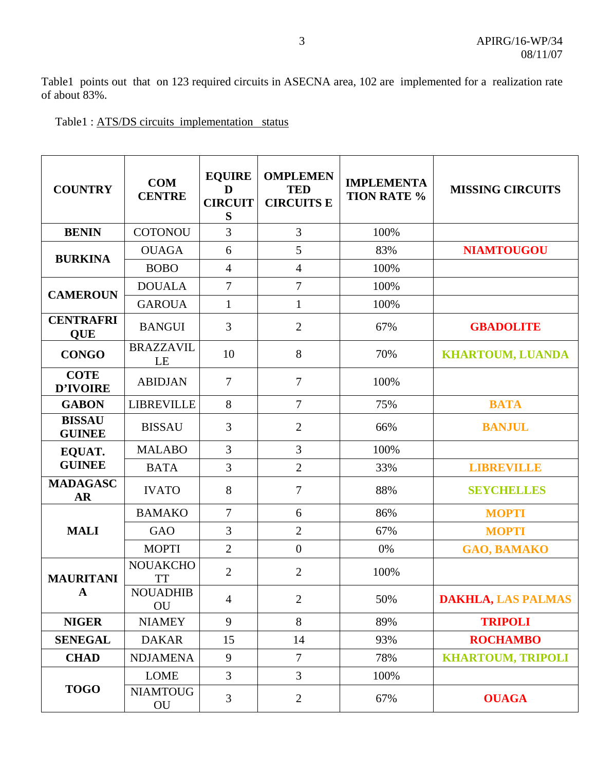Table1 points out that on 123 required circuits in ASECNA area, 102 are implemented for a realization rate of about 83%.

Table1 : ATS/DS circuits implementation status

| COUNTRY | COM CENTRE | EQUIRED CIRCUITS | OMPLEMENTED CIRCUITS E | IMPLEMENTATION RATE % | MISSING CIRCUITS |
|---|---|---|---|---|---|
| BENIN | COTONOU | 3 | 3 | 100% | |
| BURKINA | OUAGA | 6 | 5 | 83% | NIAMTOUGOU |
| | BOBO | 4 | 4 | 100% | |
| CAMEROUN | DOUALA | 7 | 7 | 100% | |
| | GAROUA | 1 | 1 | 100% | |
| CENTRAFRIQUE | BANGUI | 3 | 2 | 67% | GBADOLITE |
| CONGO | BRAZZAVILLE | 10 | 8 | 70% | KHARTOUM, LUANDA |
| COTE D'IVOIRE | ABIDJAN | 7 | 7 | 100% | |
| GABON | LIBREVILLE | 8 | 7 | 75% | BATA |
| BISSAU GUINEE | BISSAU | 3 | 2 | 66% | BANJUL |
| EQUAT. GUINEE | MALABO | 3 | 3 | 100% | |
| | BATA | 3 | 2 | 33% | LIBREVILLE |
| MADAGASCAR | IVATO | 8 | 7 | 88% | SEYCHELLES |
| MALI | BAMAKO | 7 | 6 | 86% | MOPTI |
| | GAO | 3 | 2 | 67% | MOPTI |
| | MOPTI | 2 | 0 | 0% | GAO, BAMAKO |
| MAURITANIA | NOUAKCHOTT | 2 | 2 | 100% | |
| | NOUADHIBOU | 4 | 2 | 50% | DAKHLA, LAS PALMAS |
| NIGER | NIAMEY | 9 | 8 | 89% | TRIPOLI |
| SENEGAL | DAKAR | 15 | 14 | 93% | ROCHAMBO |
| CHAD | NDJAMENA | 9 | 7 | 78% | KHARTOUM, TRIPOLI |
| TOGO | LOME | 3 | 3 | 100% | |
| | NIAMTOUGOU | 3 | 2 | 67% | OUAGA |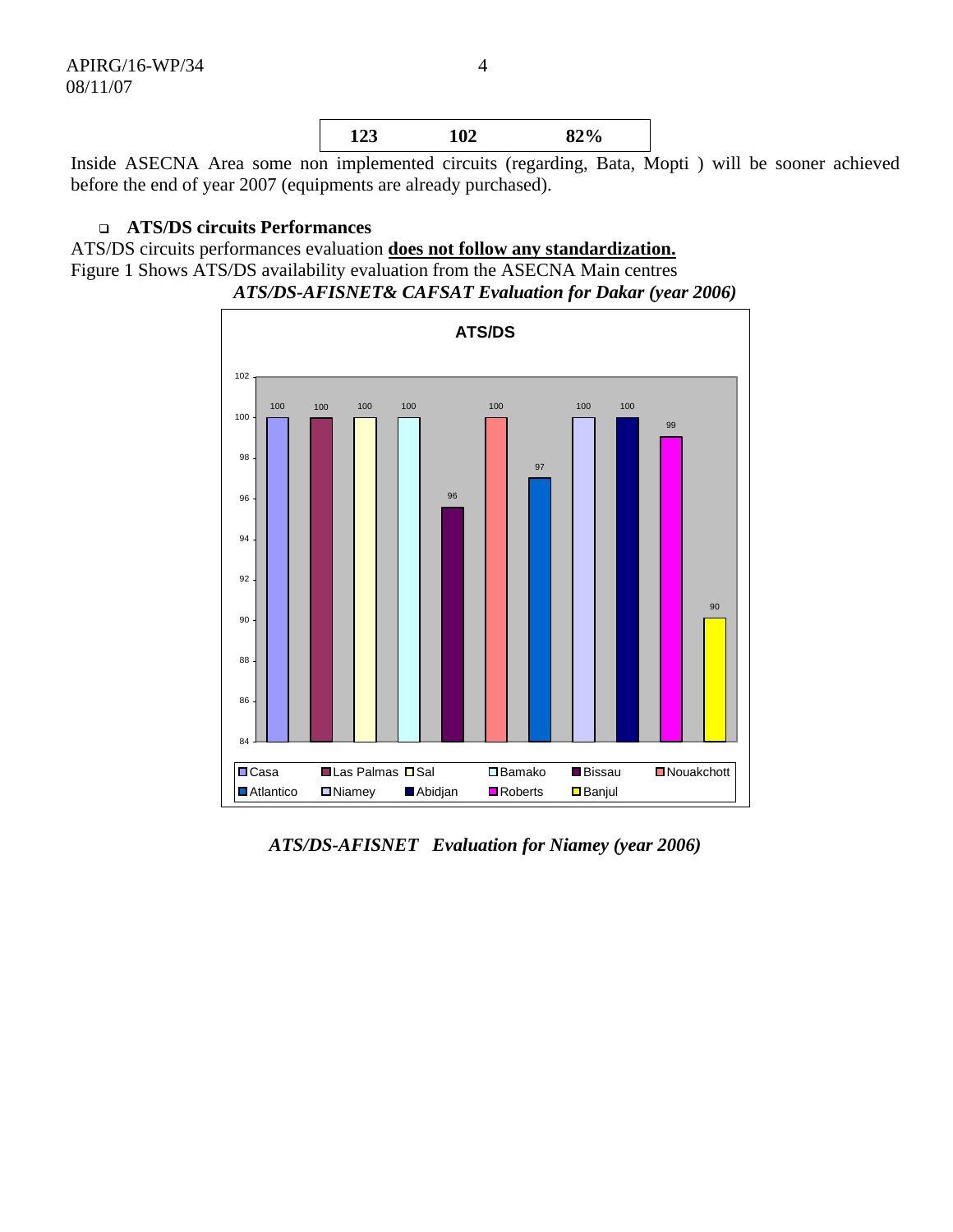| | | |
|---|---|---|
| **123** | **102** | **82%** |

Inside ASECNA Area some non implemented circuits (regarding, Bata, Mopti ) will be sooner achieved before the end of year 2007 (equipments are already purchased).

- **ATS/DS circuits Performances**

ATS/DS circuits performances evaluation **does not follow any standardization.**

Figure 1 Shows ATS/DS availability evaluation from the ASECNA Main centres

***ATS/DS-AFISNET& CAFSAT Evaluation for Dakar (year 2006)***

ATS/DS

102
100
98
96
94
92
90
88
86
84

100 100 100 100 96 100 97 100 100 99 90

Casa, Las Palmas, Sal, Bamako, Bissau, Nouakchott, Atlantico, Niamey, Abidjan, Roberts, Banjul

***ATS/DS-AFISNET Evaluation for Niamey (year 2006)***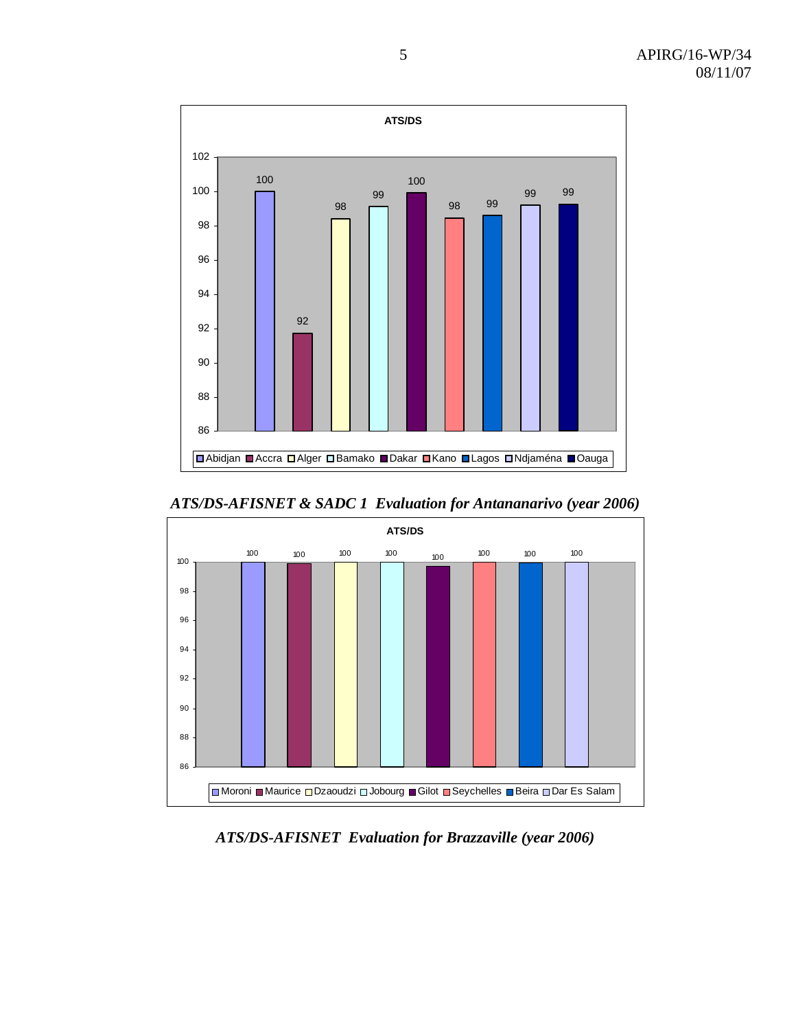ATS/DS

102
100
98
96
94
92
90
88
86

100 92 98 99 100 98 99 99 99

Abidjan Accra Alger Bamako Dakar Kano Lagos Ndjaména Oauga

*ATS/DS-AFISNET & SADC 1 Evaluation for Antananarivo (year 2006)*

ATS/DS

100
98
96
94
92
90
88
86

100 100 100 100 100 100 100 100

Moroni Maurice Dzaoudzi Jobourg Gilot Seychelles Beira Dar Es Salam

*ATS/DS-AFISNET Evaluation for Brazzaville (year 2006)*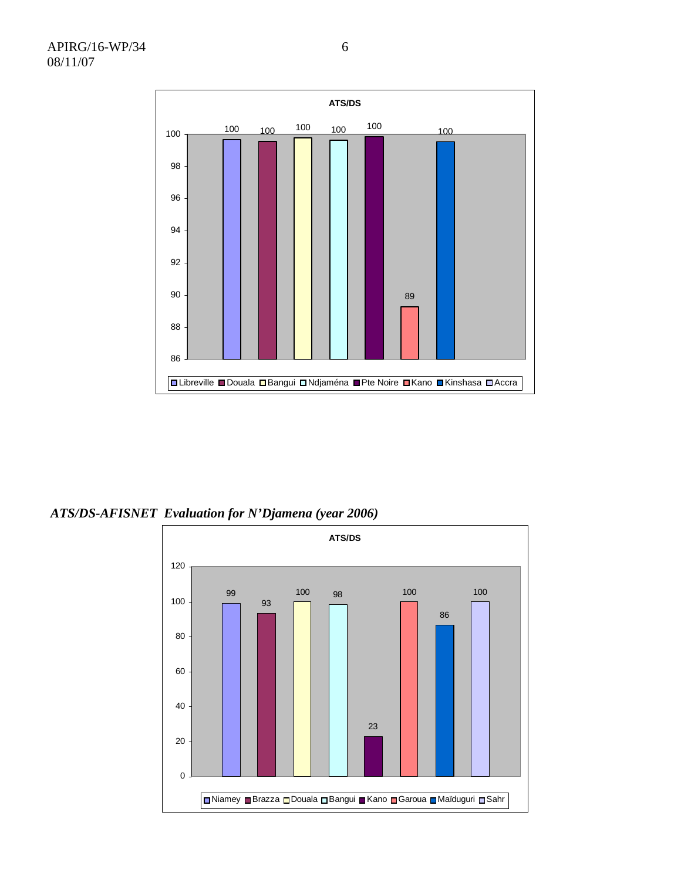ATS/DS

100 100 100 100 100 100

89

100
98
96
94
92
90
88
86

Libreville Douala Bangui Ndjaména Pte Noire Kano Kinshasa Accra

***ATS/DS-AFISNET Evaluation for N'Djamena (year 2006)***

ATS/DS

99 93 100 98 23 100 86 100

120
100
80
60
40
20
0

Niamey Brazza Douala Bangui Kano Garoua Maïduguri Sahr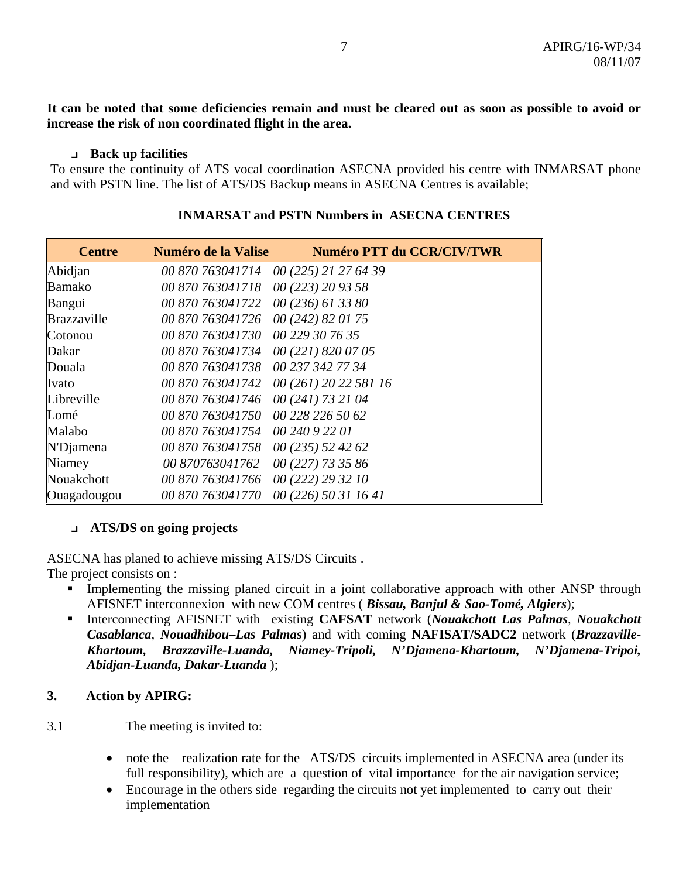**It can be noted that some deficiencies remain and must be cleared out as soon as possible to avoid or increase the risk of non coordinated flight in the area.**

- **Back up facilities**

To ensure the continuity of ATS vocal coordination ASECNA provided his centre with INMARSAT phone and with PSTN line. The list of ATS/DS Backup means in ASECNA Centres is available;

**INMARSAT and PSTN Numbers in ASECNA CENTRES**

| Centre | Numéro de la Valise | Numéro PTT du CCR/CIV/TWR |
|---|---|---|
| Abidjan | *00 870 763041714* | *00 (225) 21 27 64 39* |
| Bamako | *00 870 763041718* | *00 (223) 20 93 58* |
| Bangui | *00 870 763041722* | *00 (236) 61 33 80* |
| Brazzaville | *00 870 763041726* | *00 (242) 82 01 75* |
| Cotonou | *00 870 763041730* | *00 229 30 76 35* |
| Dakar | *00 870 763041734* | *00 (221) 820 07 05* |
| Douala | *00 870 763041738* | *00 237 342 77 34* |
| Ivato | *00 870 763041742* | *00 (261) 20 22 581 16* |
| Libreville | *00 870 763041746* | *00 (241) 73 21 04* |
| Lomé | *00 870 763041750* | *00 228 226 50 62* |
| Malabo | *00 870 763041754* | *00 240 9 22 01* |
| N'Djamena | *00 870 763041758* | *00 (235) 52 42 62* |
| Niamey | *00 870763041762* | *00 (227) 73 35 86* |
| Nouakchott | *00 870 763041766* | *00 (222) 29 32 10* |
| Ouagadougou | *00 870 763041770* | *00 (226) 50 31 16 41* |

- **ATS/DS on going projects**

ASECNA has planed to achieve missing ATS/DS Circuits .
The project consists on :

- Implementing the missing planed circuit in a joint collaborative approach with other ANSP through AFISNET interconnexion with new COM centres ( ***Bissau, Banjul & Sao-Tomé, Algiers***);
- Interconnecting AFISNET with existing **CAFSAT** network (***Nouakchott Las Palmas***, ***Nouakchott Casablanca***, ***Nouadhibou–Las Palmas***) and with coming **NAFISAT/SADC2** network (***Brazzaville-Khartoum, Brazzaville-Luanda, Niamey-Tripoli, N'Djamena-Khartoum, N'Djamena-Tripoi, Abidjan-Luanda, Dakar-Luanda*** );

## 3. Action by APIRG:

3.1 The meeting is invited to:

- note the realization rate for the ATS/DS circuits implemented in ASECNA area (under its full responsibility), which are a question of vital importance for the air navigation service;
- Encourage in the others side regarding the circuits not yet implemented to carry out their implementation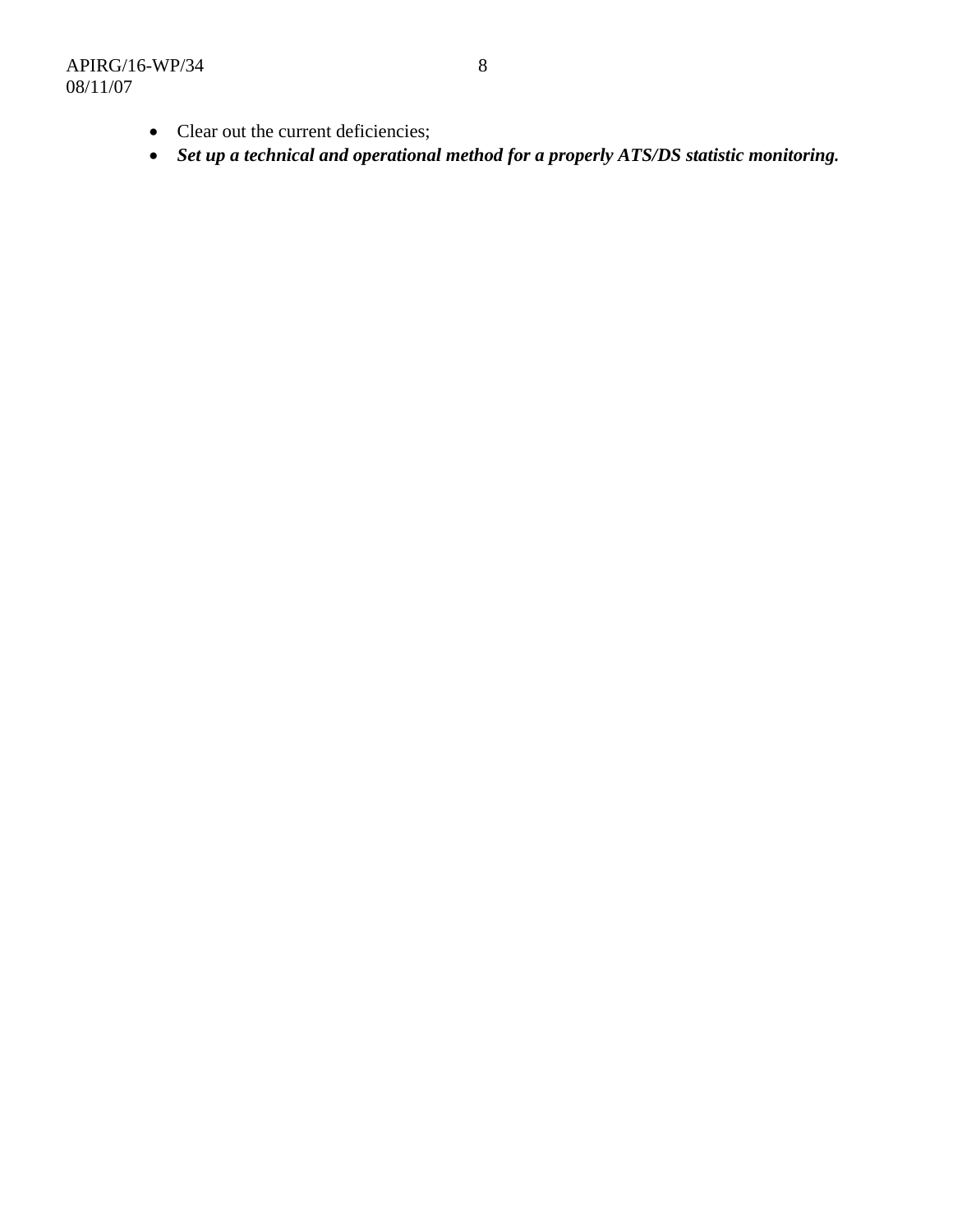- Clear out the current deficiencies;
- ***Set up a technical and operational method for a properly ATS/DS statistic monitoring.***